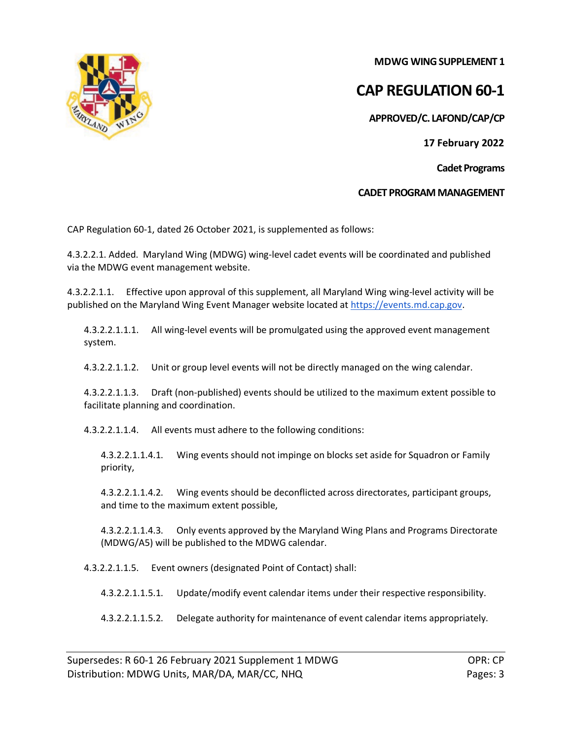**MDWG WING SUPPLEMENT 1**

# CAP REGULATION 60-1

**APPROVED/C. LAFOND/CAP/CP**

**17 February 2022**

**Cadet Programs**

**CADET PROGRAM MANAGEMENT**

CAP Regulation 60-1, dated 26 October 2021, is supplemented as follows:

4.3.2.2.1. Added. Maryland Wing (MDWG) wing-level cadet events will be coordinated and published via the MDWG event management website.

4.3.2.2.1.1. Effective upon approval of this supplement, all Maryland Wing wing-level activity will be published on the Maryland Wing Event Manager website located at https://events.md.cap.gov.

4.3.2.2.1.1.1. All wing-level events will be promulgated using the approved event management system.

4.3.2.2.1.1.2. Unit or group level events will not be directly managed on the wing calendar.

4.3.2.2.1.1.3. Draft (non-published) events should be utilized to the maximum extent possible to facilitate planning and coordination.

4.3.2.2.1.1.4. All events must adhere to the following conditions:

4.3.2.2.1.1.4.1. Wing events should not impinge on blocks set aside for Squadron or Family priority,

4.3.2.2.1.1.4.2. Wing events should be deconflicted across directorates, participant groups, and time to the maximum extent possible,

4.3.2.2.1.1.4.3. Only events approved by the Maryland Wing Plans and Programs Directorate (MDWG/A5) will be published to the MDWG calendar.

4.3.2.2.1.1.5. Event owners (designated Point of Contact) shall:

4.3.2.2.1.1.5.1. Update/modify event calendar items under their respective responsibility.

4.3.2.2.1.1.5.2. Delegate authority for maintenance of event calendar items appropriately.

Supersedes: R 60-1 26 February 2021 Supplement 1 MDWG
Distribution: MDWG Units, MAR/DA, MAR/CC, NHQ

OPR: CP
Pages: 3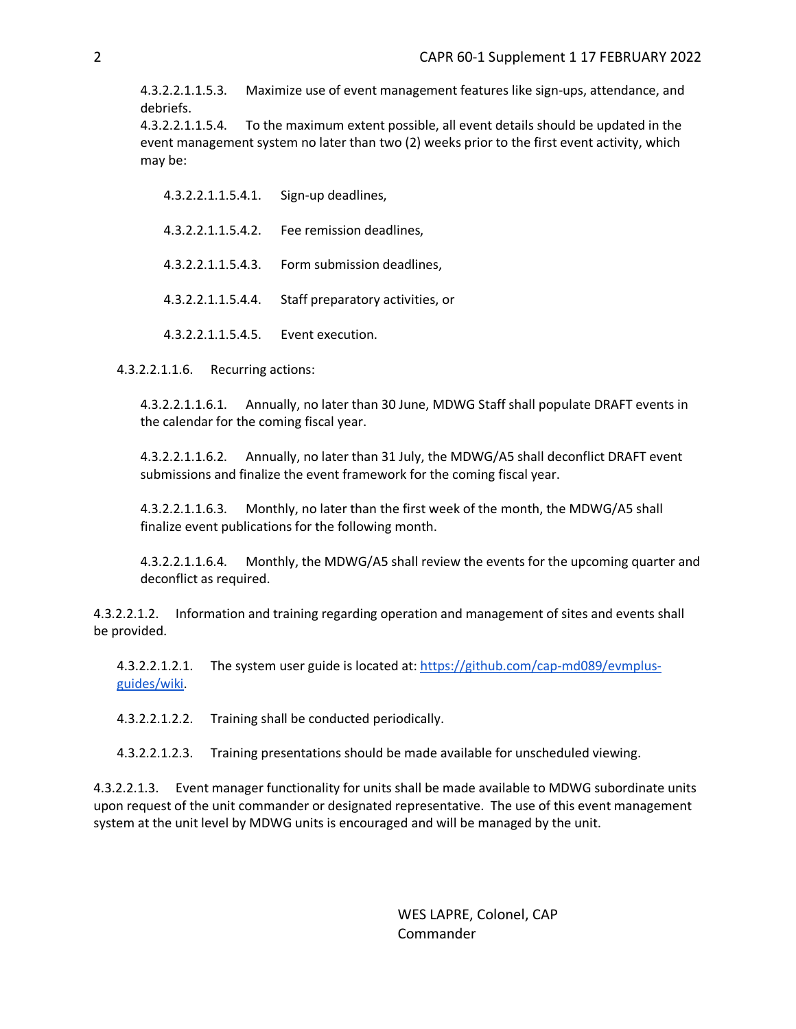4.3.2.2.1.1.5.3. Maximize use of event management features like sign-ups, attendance, and debriefs.

4.3.2.2.1.1.5.4. To the maximum extent possible, all event details should be updated in the event management system no later than two (2) weeks prior to the first event activity, which may be:

4.3.2.2.1.1.5.4.1. Sign-up deadlines,

4.3.2.2.1.1.5.4.2. Fee remission deadlines,

4.3.2.2.1.1.5.4.3. Form submission deadlines,

4.3.2.2.1.1.5.4.4. Staff preparatory activities, or

4.3.2.2.1.1.5.4.5. Event execution.

4.3.2.2.1.1.6. Recurring actions:

4.3.2.2.1.1.6.1. Annually, no later than 30 June, MDWG Staff shall populate DRAFT events in the calendar for the coming fiscal year.

4.3.2.2.1.1.6.2. Annually, no later than 31 July, the MDWG/A5 shall deconflict DRAFT event submissions and finalize the event framework for the coming fiscal year.

4.3.2.2.1.1.6.3. Monthly, no later than the first week of the month, the MDWG/A5 shall finalize event publications for the following month.

4.3.2.2.1.1.6.4. Monthly, the MDWG/A5 shall review the events for the upcoming quarter and deconflict as required.

4.3.2.2.1.2. Information and training regarding operation and management of sites and events shall be provided.

4.3.2.2.1.2.1. The system user guide is located at: [https://github.com/cap-md089/evmplus-guides/wiki](https://github.com/cap-md089/evmplus-guides/wiki).

4.3.2.2.1.2.2. Training shall be conducted periodically.

4.3.2.2.1.2.3. Training presentations should be made available for unscheduled viewing.

4.3.2.2.1.3. Event manager functionality for units shall be made available to MDWG subordinate units upon request of the unit commander or designated representative. The use of this event management system at the unit level by MDWG units is encouraged and will be managed by the unit.

WES LAPRE, Colonel, CAP
Commander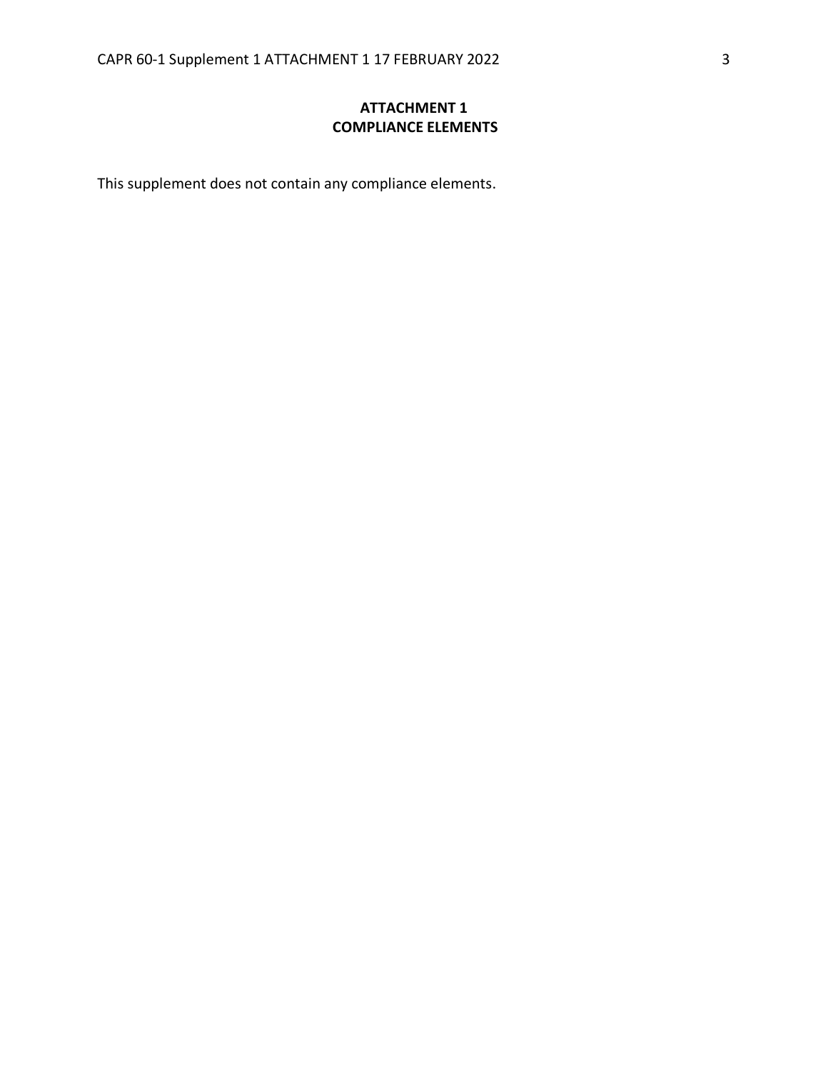## ATTACHMENT 1
## COMPLIANCE ELEMENTS

This supplement does not contain any compliance elements.